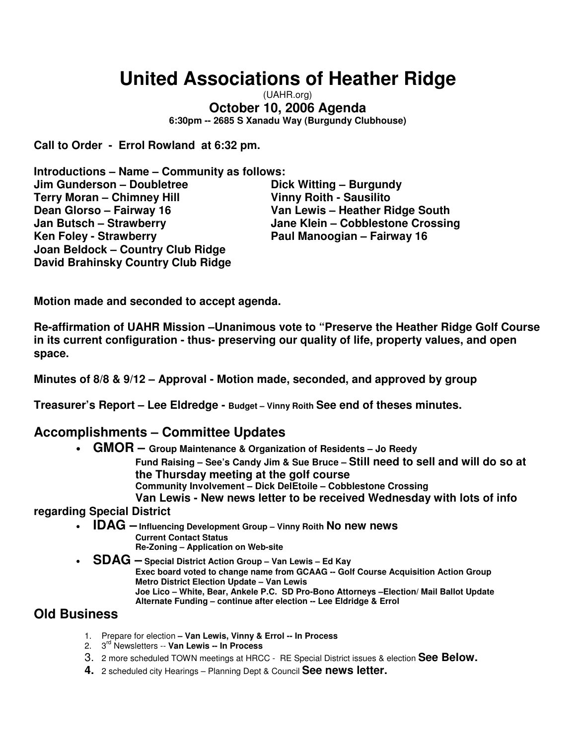# United Associations of Heather Ridge

(UAHR.org)

## October 10, 2006 Agenda

**6:30pm -- 2685 S Xanadu Way (Burgundy Clubhouse)**

**Call to Order - Errol Rowland at 6:32 pm.**

**Introductions – Name – Community as follows:**

**Jim Gunderson – Doubletree**
**Terry Moran – Chimney Hill**
**Dean Glorso – Fairway 16**
**Jan Butsch – Strawberry**
**Ken Foley - Strawberry**
**Joan Beldock – Country Club Ridge**
**David Brahinsky Country Club Ridge**
**Dick Witting – Burgundy**
**Vinny Roith - Sausilito**
**Van Lewis – Heather Ridge South**
**Jane Klein – Cobblestone Crossing**
**Paul Manoogian – Fairway 16**

**Motion made and seconded to accept agenda.**

**Re-affirmation of UAHR Mission –Unanimous vote to "Preserve the Heather Ridge Golf Course in its current configuration - thus- preserving our quality of life, property values, and open space.**

**Minutes of 8/8 & 9/12 – Approval - Motion made, seconded, and approved by group**

**Treasurer's Report – Lee Eldredge - Budget – Vinny Roith See end of theses minutes.**

## Accomplishments – Committee Updates

- **GMOR – Group Maintenance & Organization of Residents – Jo Reedy**
  - **Fund Raising – See's Candy Jim & Sue Bruce – Still need to sell and will do so at the Thursday meeting at the golf course**
  - **Community Involvement – Dick DelEtoile – Cobblestone Crossing**
  - **Van Lewis - New news letter to be received Wednesday with lots of info regarding Special District**
- **IDAG – Influencing Development Group – Vinny Roith No new news**
  - **Current Contact Status**
  - **Re-Zoning – Application on Web-site**
- **SDAG – Special District Action Group – Van Lewis – Ed Kay**
  - **Exec board voted to change name from GCAAG -- Golf Course Acquisition Action Group**
  - **Metro District Election Update – Van Lewis**
  - **Joe Lico – White, Bear, Ankele P.C. SD Pro-Bono Attorneys –Election/ Mail Ballot Update**
  - **Alternate Funding – continue after election -- Lee Eldridge & Errol**

## Old Business

1. Prepare for election **– Van Lewis, Vinny & Errol -- In Process**
2. 3rd Newsletters -- **Van Lewis -- In Process**
3. 2 more scheduled TOWN meetings at HRCC - RE Special District issues & election **See Below.**
4. 2 scheduled city Hearings – Planning Dept & Council **See news letter.**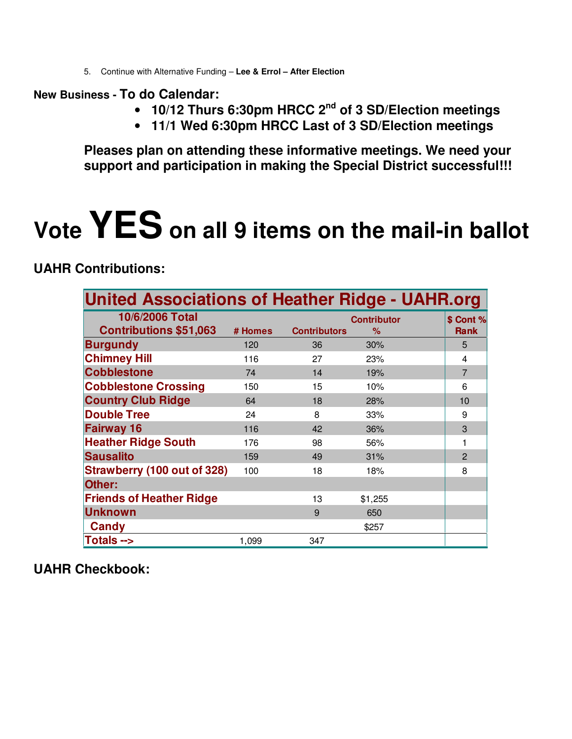5. Continue with Alternative Funding – **Lee & Errol – After Election**

**New Business - To do Calendar:**

- **10/12 Thurs 6:30pm HRCC 2nd of 3 SD/Election meetings**
- **11/1 Wed 6:30pm HRCC Last of 3 SD/Election meetings**

**Pleases plan on attending these informative meetings. We need your support and participation in making the Special District successful!!!**

# Vote YES on all 9 items on the mail-in ballot

**UAHR Contributions:**

| United Associations of Heather Ridge - UAHR.org | | | | |
|---|---|---|---|---|
| **10/6/2006 Total Contributions $51,063** | **# Homes** | **Contributors** | **Contributor %** | **$ Cont % Rank** |
| **Burgundy** | 120 | 36 | 30% | 5 |
| **Chimney Hill** | 116 | 27 | 23% | 4 |
| **Cobblestone** | 74 | 14 | 19% | 7 |
| **Cobblestone Crossing** | 150 | 15 | 10% | 6 |
| **Country Club Ridge** | 64 | 18 | 28% | 10 |
| **Double Tree** | 24 | 8 | 33% | 9 |
| **Fairway 16** | 116 | 42 | 36% | 3 |
| **Heather Ridge South** | 176 | 98 | 56% | 1 |
| **Sausalito** | 159 | 49 | 31% | 2 |
| **Strawberry (100 out of 328)** | 100 | 18 | 18% | 8 |
| **Other:** | | | | |
| **Friends of Heather Ridge** | | 13 | $1,255 | |
| **Unknown** | | 9 | 650 | |
| **Candy** | | | $257 | |
| **Totals -->** | 1,099 | 347 | | |

**UAHR Checkbook:**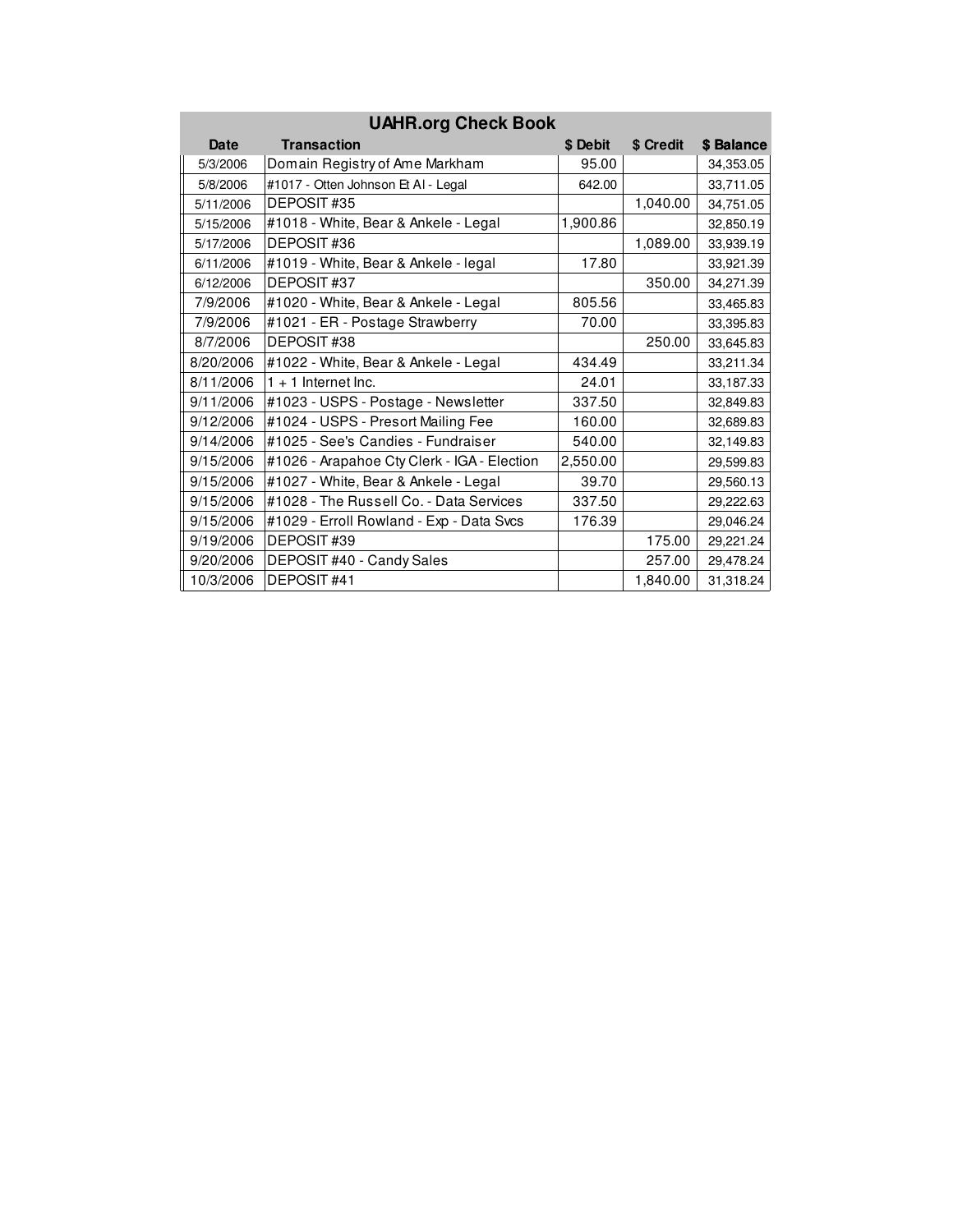| UAHR.org Check Book | | | | |
|---|---|---|---|---|
| **Date** | **Transaction** | **$ Debit** | **$ Credit** | **$ Balance** |
| 5/3/2006 | Domain Registry of Ame Markham | 95.00 | | 34,353.05 |
| 5/8/2006 | #1017 - Otten Johnson Et Al - Legal | 642.00 | | 33,711.05 |
| 5/11/2006 | DEPOSIT #35 | | 1,040.00 | 34,751.05 |
| 5/15/2006 | #1018 - White, Bear & Ankele - Legal | 1,900.86 | | 32,850.19 |
| 5/17/2006 | DEPOSIT #36 | | 1,089.00 | 33,939.19 |
| 6/11/2006 | #1019 - White, Bear & Ankele - legal | 17.80 | | 33,921.39 |
| 6/12/2006 | DEPOSIT #37 | | 350.00 | 34,271.39 |
| 7/9/2006 | #1020 - White, Bear & Ankele - Legal | 805.56 | | 33,465.83 |
| 7/9/2006 | #1021 - ER - Postage Strawberry | 70.00 | | 33,395.83 |
| 8/7/2006 | DEPOSIT #38 | | 250.00 | 33,645.83 |
| 8/20/2006 | #1022 - White, Bear & Ankele - Legal | 434.49 | | 33,211.34 |
| 8/11/2006 | 1 + 1 Internet Inc. | 24.01 | | 33,187.33 |
| 9/11/2006 | #1023 - USPS - Postage - Newsletter | 337.50 | | 32,849.83 |
| 9/12/2006 | #1024 - USPS - Presort Mailing Fee | 160.00 | | 32,689.83 |
| 9/14/2006 | #1025 - See's Candies - Fundraiser | 540.00 | | 32,149.83 |
| 9/15/2006 | #1026 - Arapahoe Cty Clerk - IGA - Election | 2,550.00 | | 29,599.83 |
| 9/15/2006 | #1027 - White, Bear & Ankele - Legal | 39.70 | | 29,560.13 |
| 9/15/2006 | #1028 - The Russell Co. - Data Services | 337.50 | | 29,222.63 |
| 9/15/2006 | #1029 - Erroll Rowland - Exp - Data Svcs | 176.39 | | 29,046.24 |
| 9/19/2006 | DEPOSIT #39 | | 175.00 | 29,221.24 |
| 9/20/2006 | DEPOSIT #40 - Candy Sales | | 257.00 | 29,478.24 |
| 10/3/2006 | DEPOSIT #41 | | 1,840.00 | 31,318.24 |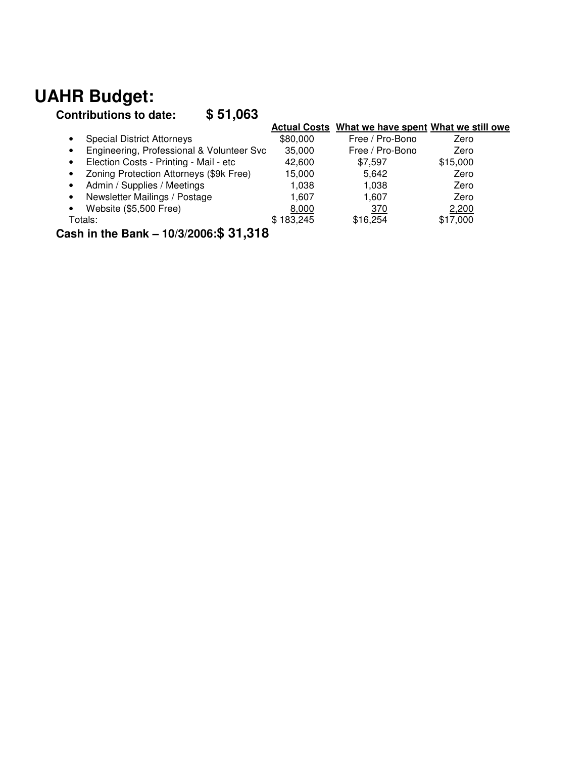# UAHR Budget:

**Contributions to date: $ 51,063**

| | Actual Costs | What we have spent | What we still owe |
|---|---|---|---|
| • Special District Attorneys | $80,000 | Free / Pro-Bono | Zero |
| • Engineering, Professional & Volunteer Svc | 35,000 | Free / Pro-Bono | Zero |
| • Election Costs - Printing - Mail - etc | 42,600 | $7,597 | $15,000 |
| • Zoning Protection Attorneys ($9k Free) | 15,000 | 5,642 | Zero |
| • Admin / Supplies / Meetings | 1,038 | 1,038 | Zero |
| • Newsletter Mailings / Postage | 1,607 | 1,607 | Zero |
| • Website ($5,500 Free) | 8,000 | 370 | 2,200 |
| Totals: | $ 183,245 | $16,254 | $17,000 |

**Cash in the Bank – 10/3/2006: $ 31,318**